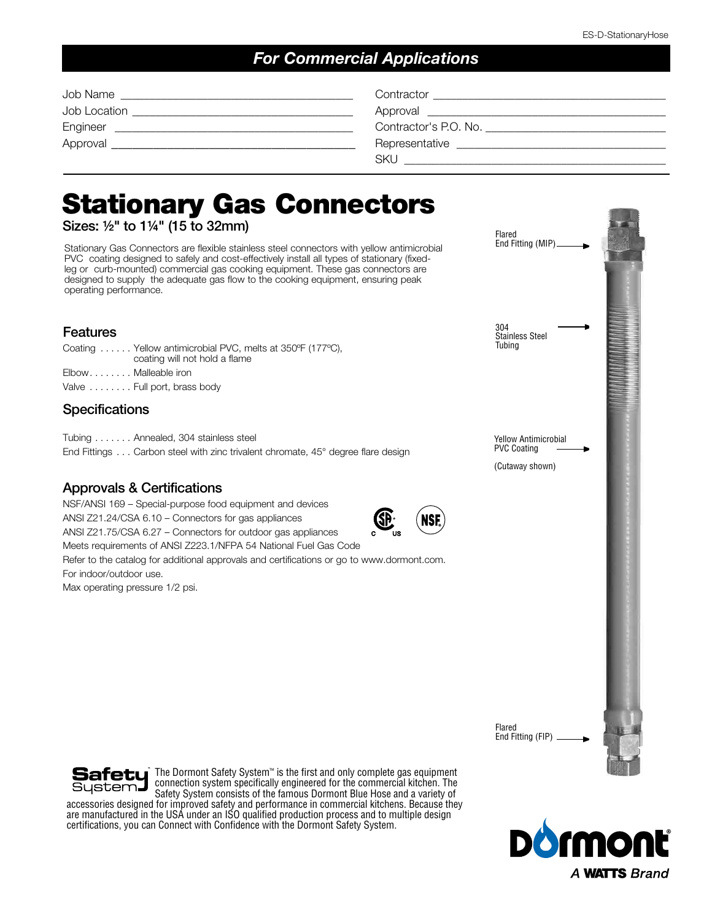## For Commercial Applications

Job Name ______________________________
Job Location ______________________________
Engineer ______________________________
Approval ______________________________

Contractor ______________________________
Approval ______________________________
Contractor's P.O. No. ______________________________
Representative ______________________________
SKU ______________________________

# Stationary Gas Connectors

Sizes: ½" to 1¼" (15 to 32mm)

Stationary Gas Connectors are flexible stainless steel connectors with yellow antimicrobial PVC coating designed to safely and cost-effectively install all types of stationary (fixed-leg or curb-mounted) commercial gas cooking equipment. These gas connectors are designed to supply the adequate gas flow to the cooking equipment, ensuring peak operating performance.

## Features

Coating . . . . . . Yellow antimicrobial PVC, melts at 350ºF (177ºC), coating will not hold a flame

Elbow. . . . . . . . Malleable iron

Valve . . . . . . . . Full port, brass body

## Specifications

Tubing . . . . . . . Annealed, 304 stainless steel

End Fittings . . . Carbon steel with zinc trivalent chromate, 45° degree flare design

## Approvals & Certifications

NSF/ANSI 169 – Special-purpose food equipment and devices
ANSI Z21.24/CSA 6.10 – Connectors for gas appliances
ANSI Z21.75/CSA 6.27 – Connectors for outdoor gas appliances
Meets requirements of ANSI Z223.1/NFPA 54 National Fuel Gas Code
Refer to the catalog for additional approvals and certifications or go to www.dormont.com.
For indoor/outdoor use.
Max operating pressure 1/2 psi.

Flared End Fitting (MIP)

304 Stainless Steel Tubing

Yellow Antimicrobial PVC Coating

(Cutaway shown)

Flared End Fitting (FIP)

**Safety System** The Dormont Safety System™ is the first and only complete gas equipment connection system specifically engineered for the commercial kitchen. The Safety System consists of the famous Dormont Blue Hose and a variety of accessories designed for improved safety and performance in commercial kitchens. Because they are manufactured in the USA under an ISO qualified production process and to multiple design certifications, you can Connect with Confidence with the Dormont Safety System.

Dormont® *A WATTS Brand*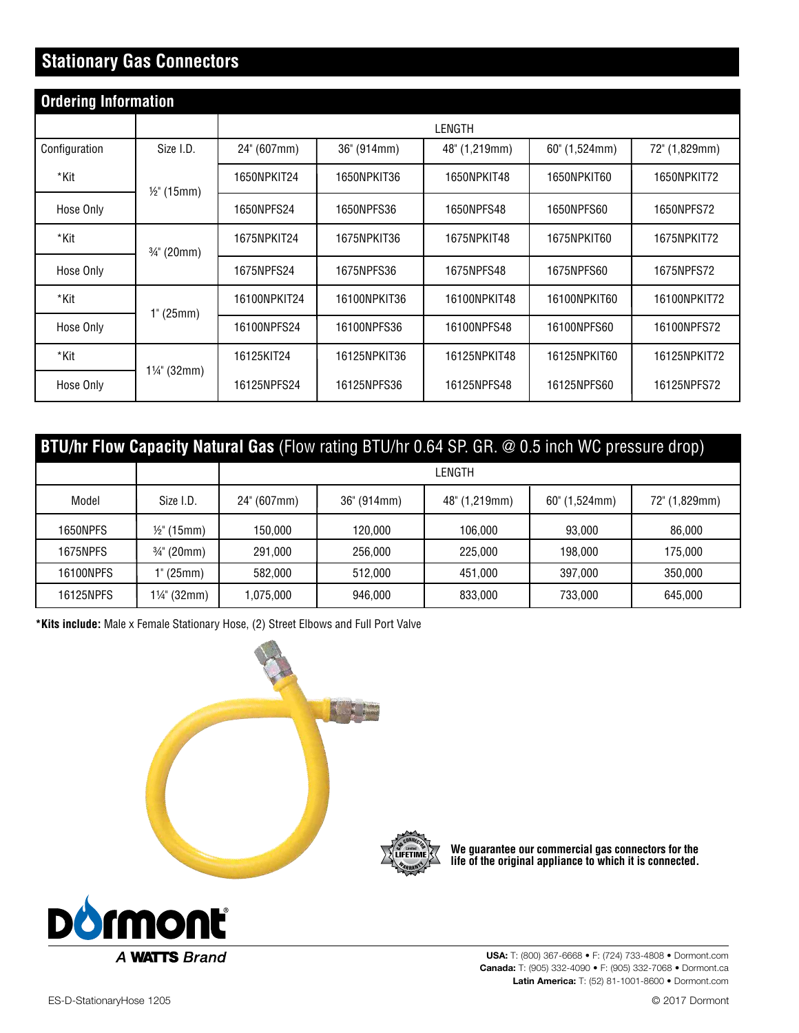# Stationary Gas Connectors

## Ordering Information

| | | LENGTH | | | | |
|---|---|---|---|---|---|---|
| Configuration | Size I.D. | 24" (607mm) | 36" (914mm) | 48" (1,219mm) | 60" (1,524mm) | 72" (1,829mm) |
| *Kit | ½" (15mm) | 1650NPKIT24 | 1650NPKIT36 | 1650NPKIT48 | 1650NPKIT60 | 1650NPKIT72 |
| Hose Only | | 1650NPFS24 | 1650NPFS36 | 1650NPFS48 | 1650NPFS60 | 1650NPFS72 |
| *Kit | ¾" (20mm) | 1675NPKIT24 | 1675NPKIT36 | 1675NPKIT48 | 1675NPKIT60 | 1675NPKIT72 |
| Hose Only | | 1675NPFS24 | 1675NPFS36 | 1675NPFS48 | 1675NPFS60 | 1675NPFS72 |
| *Kit | 1" (25mm) | 16100NPKIT24 | 16100NPKIT36 | 16100NPKIT48 | 16100NPKIT60 | 16100NPKIT72 |
| Hose Only | | 16100NPFS24 | 16100NPFS36 | 16100NPFS48 | 16100NPFS60 | 16100NPFS72 |
| *Kit | 1¼" (32mm) | 16125KIT24 | 16125NPKIT36 | 16125NPKIT48 | 16125NPKIT60 | 16125NPKIT72 |
| Hose Only | | 16125NPFS24 | 16125NPFS36 | 16125NPFS48 | 16125NPFS60 | 16125NPFS72 |

## BTU/hr Flow Capacity Natural Gas (Flow rating BTU/hr 0.64 SP. GR. @ 0.5 inch WC pressure drop)

| | | LENGTH | | | | |
|---|---|---|---|---|---|---|
| Model | Size I.D. | 24" (607mm) | 36" (914mm) | 48" (1,219mm) | 60" (1,524mm) | 72" (1,829mm) |
| 1650NPFS | ½" (15mm) | 150,000 | 120,000 | 106,000 | 93,000 | 86,000 |
| 1675NPFS | ¾" (20mm) | 291,000 | 256,000 | 225,000 | 198,000 | 175,000 |
| 16100NPFS | 1" (25mm) | 582,000 | 512,000 | 451,000 | 397,000 | 350,000 |
| 16125NPFS | 1¼" (32mm) | 1,075,000 | 946,000 | 833,000 | 733,000 | 645,000 |

***Kits include:** Male x Female Stationary Hose, (2) Street Elbows and Full Port Valve

**We guarantee our commercial gas connectors for the life of the original appliance to which it is connected.**

Dormont
A WATTS Brand

**USA:** T: (800) 367-6668 • F: (724) 733-4808 • Dormont.com
**Canada:** T: (905) 332-4090 • F: (905) 332-7068 • Dormont.ca
**Latin America:** T: (52) 81-1001-8600 • Dormont.com

ES-D-StationaryHose 1205

© 2017 Dormont